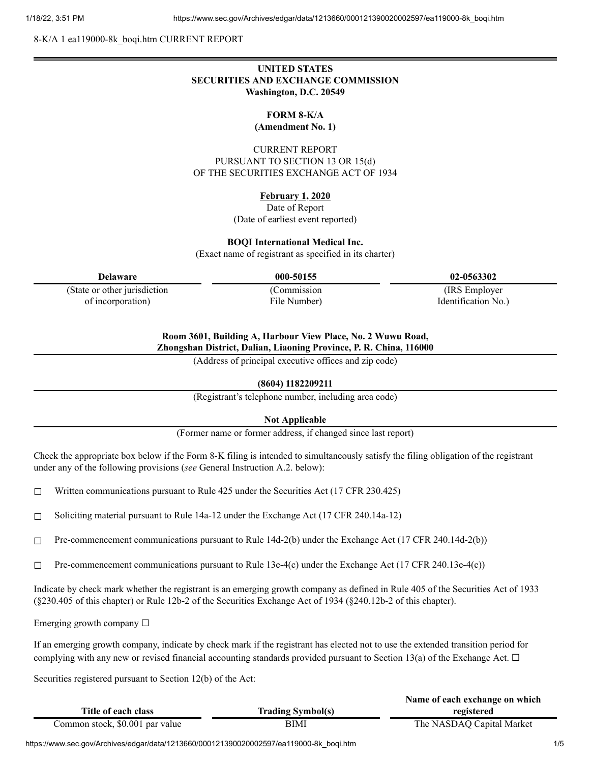8-K/A 1 ea119000-8k_boqi.htm CURRENT REPORT

**UNITED STATES**
**SECURITIES AND EXCHANGE COMMISSION**
**Washington, D.C. 20549**

**FORM 8-K/A**
**(Amendment No. 1)**

CURRENT REPORT
PURSUANT TO SECTION 13 OR 15(d)
OF THE SECURITIES EXCHANGE ACT OF 1934

**February 1, 2020**
Date of Report
(Date of earliest event reported)

**BOQI International Medical Inc.**
(Exact name of registrant as specified in its charter)

| **Delaware** | **000-50155** | **02-0563302** |
|---|---|---|
| (State or other jurisdiction of incorporation) | (Commission File Number) | (IRS Employer Identification No.) |

**Room 3601, Building A, Harbour View Place, No. 2 Wuwu Road, Zhongshan District, Dalian, Liaoning Province, P. R. China, 116000**
(Address of principal executive offices and zip code)

**(8604) 1182209211**
(Registrant's telephone number, including area code)

**Not Applicable**
(Former name or former address, if changed since last report)

Check the appropriate box below if the Form 8-K filing is intended to simultaneously satisfy the filing obligation of the registrant under any of the following provisions (*see* General Instruction A.2. below):

☐ Written communications pursuant to Rule 425 under the Securities Act (17 CFR 230.425)

☐ Soliciting material pursuant to Rule 14a-12 under the Exchange Act (17 CFR 240.14a-12)

☐ Pre-commencement communications pursuant to Rule 14d-2(b) under the Exchange Act (17 CFR 240.14d-2(b))

☐ Pre-commencement communications pursuant to Rule 13e-4(c) under the Exchange Act (17 CFR 240.13e-4(c))

Indicate by check mark whether the registrant is an emerging growth company as defined in Rule 405 of the Securities Act of 1933 (§230.405 of this chapter) or Rule 12b-2 of the Securities Exchange Act of 1934 (§240.12b-2 of this chapter).

Emerging growth company ☐

If an emerging growth company, indicate by check mark if the registrant has elected not to use the extended transition period for complying with any new or revised financial accounting standards provided pursuant to Section 13(a) of the Exchange Act. ☐

Securities registered pursuant to Section 12(b) of the Act:

| Title of each class | Trading Symbol(s) | Name of each exchange on which registered |
|---|---|---|
| Common stock, $0.001 par value | BIMI | The NASDAQ Capital Market |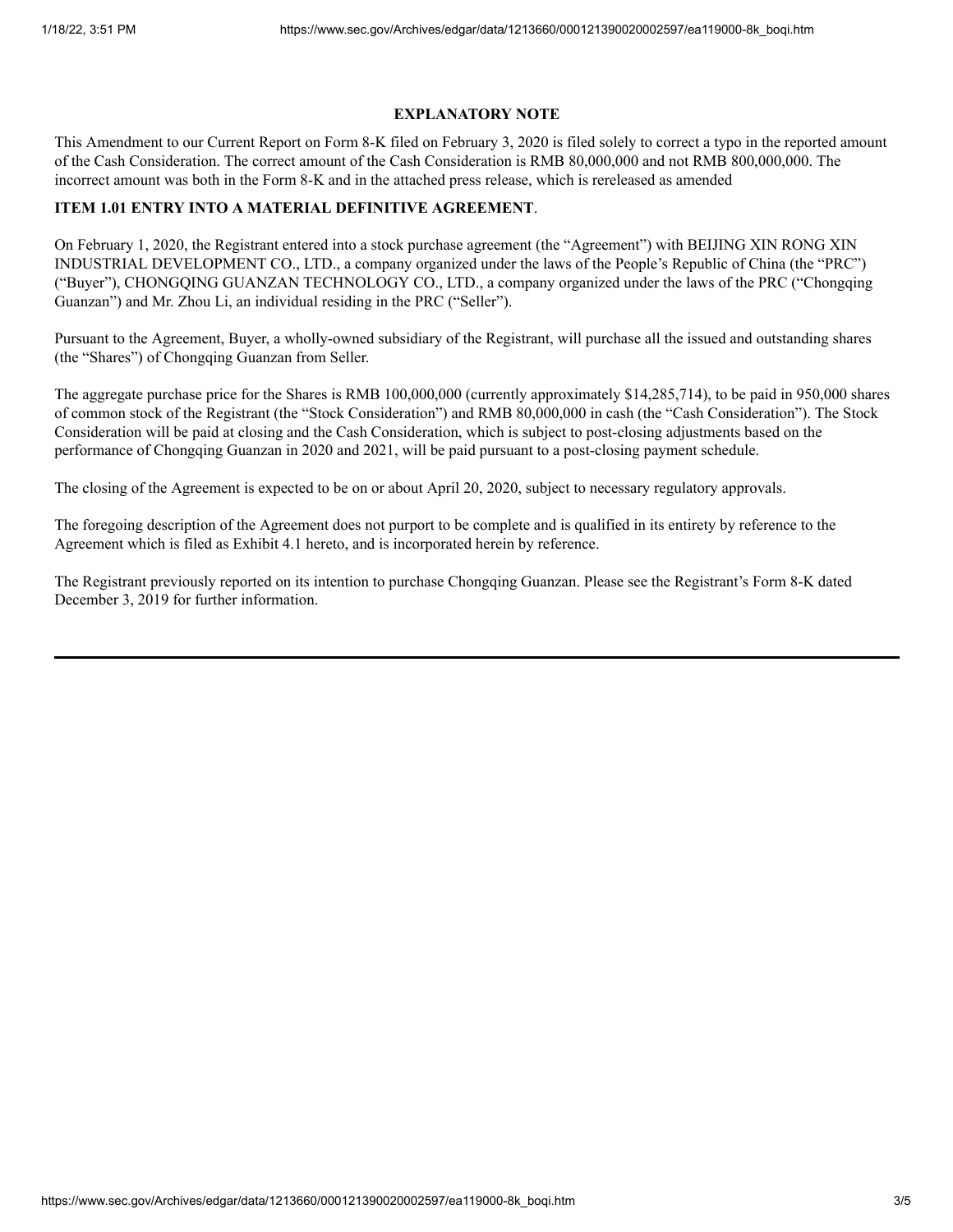**EXPLANATORY NOTE**

This Amendment to our Current Report on Form 8-K filed on February 3, 2020 is filed solely to correct a typo in the reported amount of the Cash Consideration. The correct amount of the Cash Consideration is RMB 80,000,000 and not RMB 800,000,000. The incorrect amount was both in the Form 8-K and in the attached press release, which is rereleased as amended

**ITEM 1.01 ENTRY INTO A MATERIAL DEFINITIVE AGREEMENT**.

On February 1, 2020, the Registrant entered into a stock purchase agreement (the "Agreement") with BEIJING XIN RONG XIN INDUSTRIAL DEVELOPMENT CO., LTD., a company organized under the laws of the People's Republic of China (the "PRC") ("Buyer"), CHONGQING GUANZAN TECHNOLOGY CO., LTD., a company organized under the laws of the PRC ("Chongqing Guanzan") and Mr. Zhou Li, an individual residing in the PRC ("Seller").

Pursuant to the Agreement, Buyer, a wholly-owned subsidiary of the Registrant, will purchase all the issued and outstanding shares (the "Shares") of Chongqing Guanzan from Seller.

The aggregate purchase price for the Shares is RMB 100,000,000 (currently approximately $14,285,714), to be paid in 950,000 shares of common stock of the Registrant (the "Stock Consideration") and RMB 80,000,000 in cash (the "Cash Consideration"). The Stock Consideration will be paid at closing and the Cash Consideration, which is subject to post-closing adjustments based on the performance of Chongqing Guanzan in 2020 and 2021, will be paid pursuant to a post-closing payment schedule.

The closing of the Agreement is expected to be on or about April 20, 2020, subject to necessary regulatory approvals.

The foregoing description of the Agreement does not purport to be complete and is qualified in its entirety by reference to the Agreement which is filed as Exhibit 4.1 hereto, and is incorporated herein by reference.

The Registrant previously reported on its intention to purchase Chongqing Guanzan. Please see the Registrant's Form 8-K dated December 3, 2019 for further information.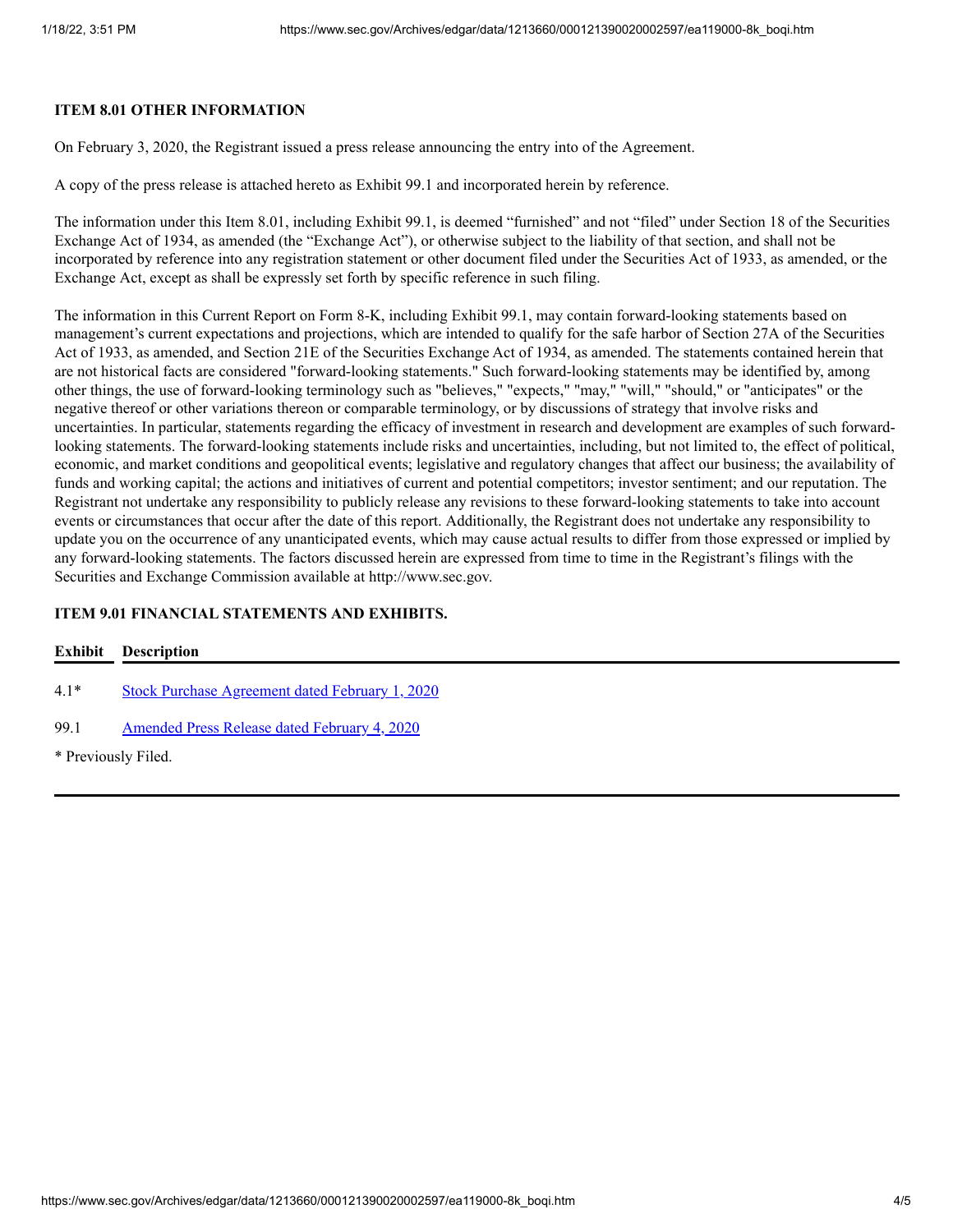**ITEM 8.01 OTHER INFORMATION**

On February 3, 2020, the Registrant issued a press release announcing the entry into of the Agreement.

A copy of the press release is attached hereto as Exhibit 99.1 and incorporated herein by reference.

The information under this Item 8.01, including Exhibit 99.1, is deemed "furnished" and not "filed" under Section 18 of the Securities Exchange Act of 1934, as amended (the "Exchange Act"), or otherwise subject to the liability of that section, and shall not be incorporated by reference into any registration statement or other document filed under the Securities Act of 1933, as amended, or the Exchange Act, except as shall be expressly set forth by specific reference in such filing.

The information in this Current Report on Form 8-K, including Exhibit 99.1, may contain forward-looking statements based on management's current expectations and projections, which are intended to qualify for the safe harbor of Section 27A of the Securities Act of 1933, as amended, and Section 21E of the Securities Exchange Act of 1934, as amended. The statements contained herein that are not historical facts are considered "forward-looking statements." Such forward-looking statements may be identified by, among other things, the use of forward-looking terminology such as "believes," "expects," "may," "will," "should," or "anticipates" or the negative thereof or other variations thereon or comparable terminology, or by discussions of strategy that involve risks and uncertainties. In particular, statements regarding the efficacy of investment in research and development are examples of such forward-looking statements. The forward-looking statements include risks and uncertainties, including, but not limited to, the effect of political, economic, and market conditions and geopolitical events; legislative and regulatory changes that affect our business; the availability of funds and working capital; the actions and initiatives of current and potential competitors; investor sentiment; and our reputation. The Registrant not undertake any responsibility to publicly release any revisions to these forward-looking statements to take into account events or circumstances that occur after the date of this report. Additionally, the Registrant does not undertake any responsibility to update you on the occurrence of any unanticipated events, which may cause actual results to differ from those expressed or implied by any forward-looking statements. The factors discussed herein are expressed from time to time in the Registrant's filings with the Securities and Exchange Commission available at http://www.sec.gov.

**ITEM 9.01 FINANCIAL STATEMENTS AND EXHIBITS.**

| Exhibit | Description |
|---|---|
| 4.1* | Stock Purchase Agreement dated February 1, 2020 |
| 99.1 | Amended Press Release dated February 4, 2020 |

\* Previously Filed.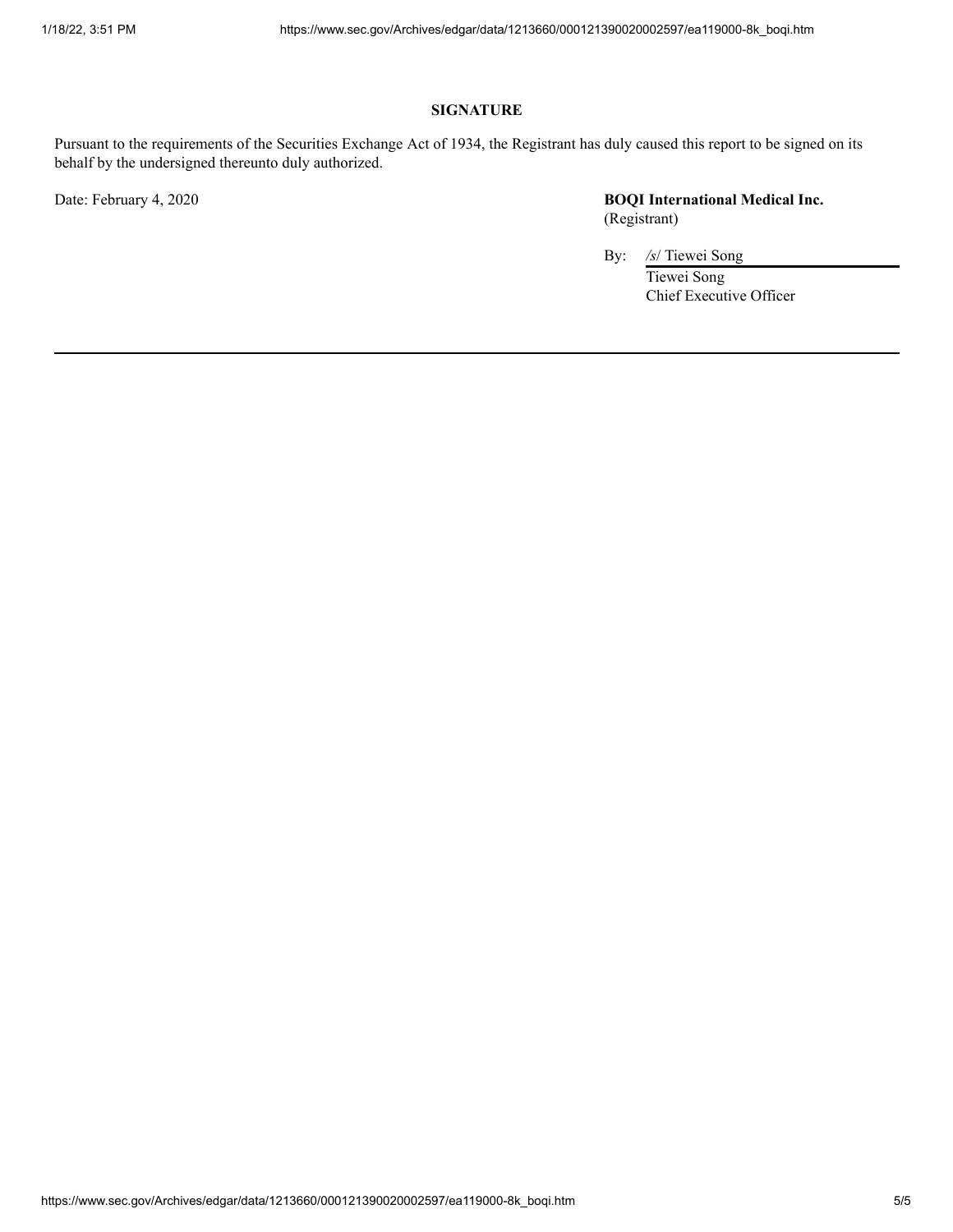**SIGNATURE**

Pursuant to the requirements of the Securities Exchange Act of 1934, the Registrant has duly caused this report to be signed on its behalf by the undersigned thereunto duly authorized.

Date: February 4, 2020

**BOQI International Medical Inc.**
(Registrant)

By: */s/* Tiewei Song
Tiewei Song
Chief Executive Officer